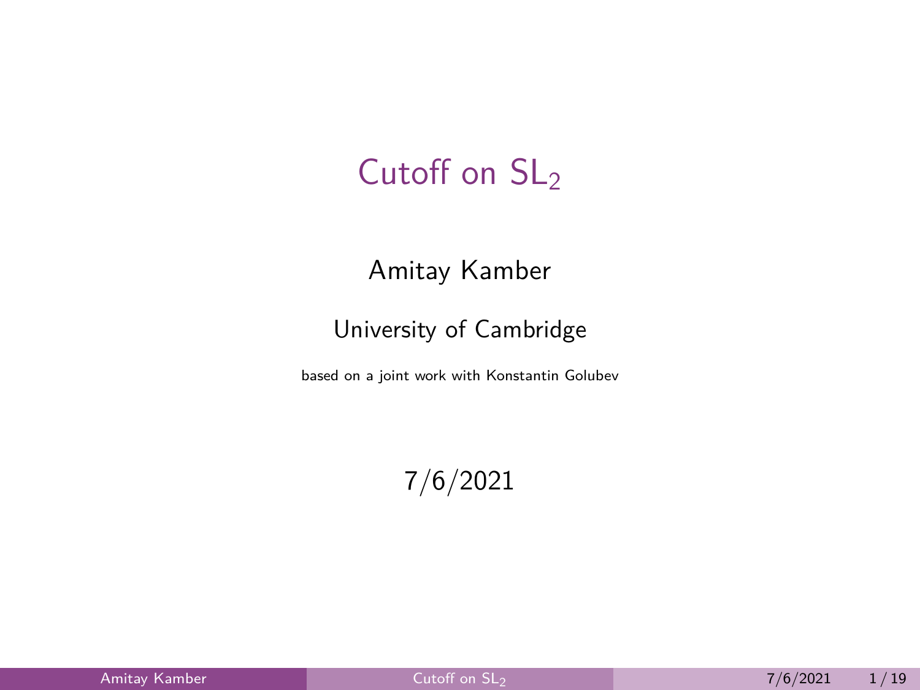# Cutoff on $SL_2$

Amitay Kamber

University of Cambridge

based on a joint work with Konstantin Golubev

7/6/2021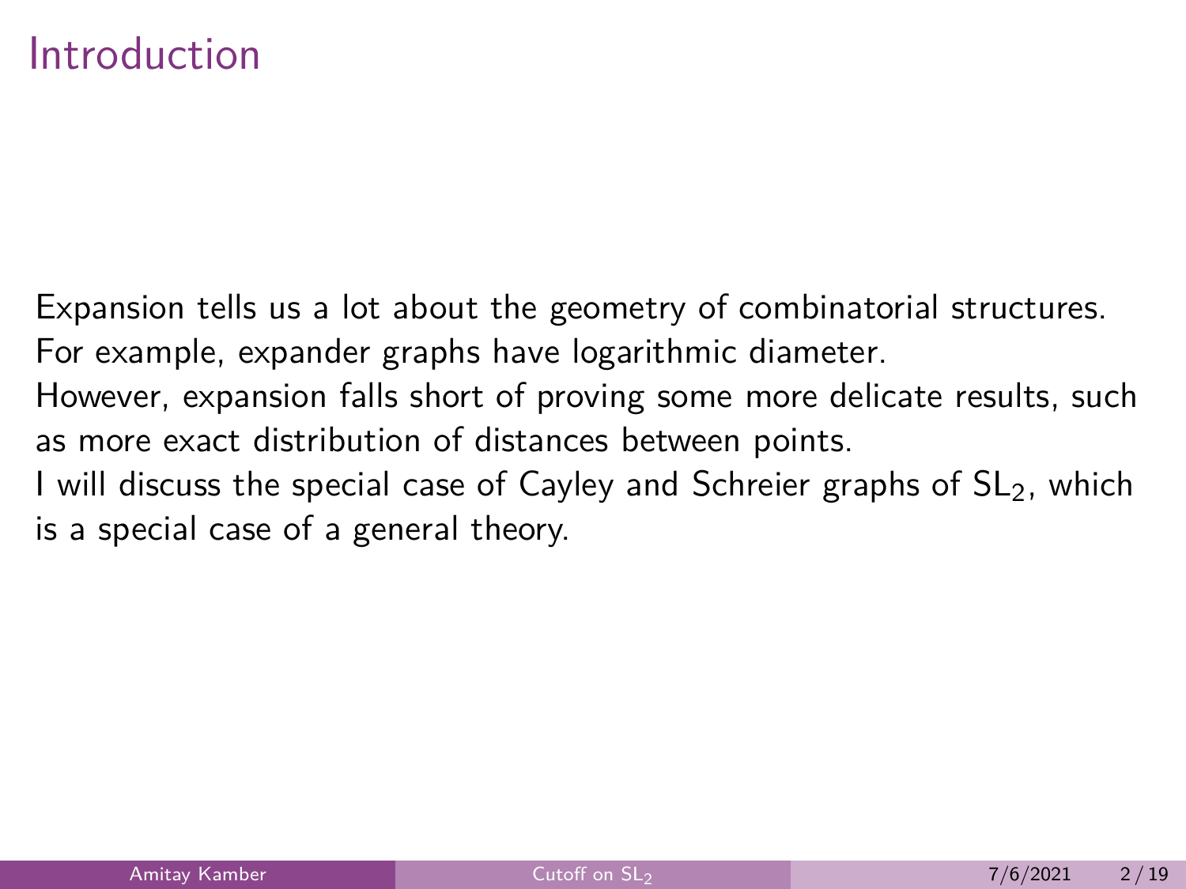# Introduction

Expansion tells us a lot about the geometry of combinatorial structures.
For example, expander graphs have logarithmic diameter.
However, expansion falls short of proving some more delicate results, such as more exact distribution of distances between points.
I will discuss the special case of Cayley and Schreier graphs of $\mathrm{SL}_2$, which is a special case of a general theory.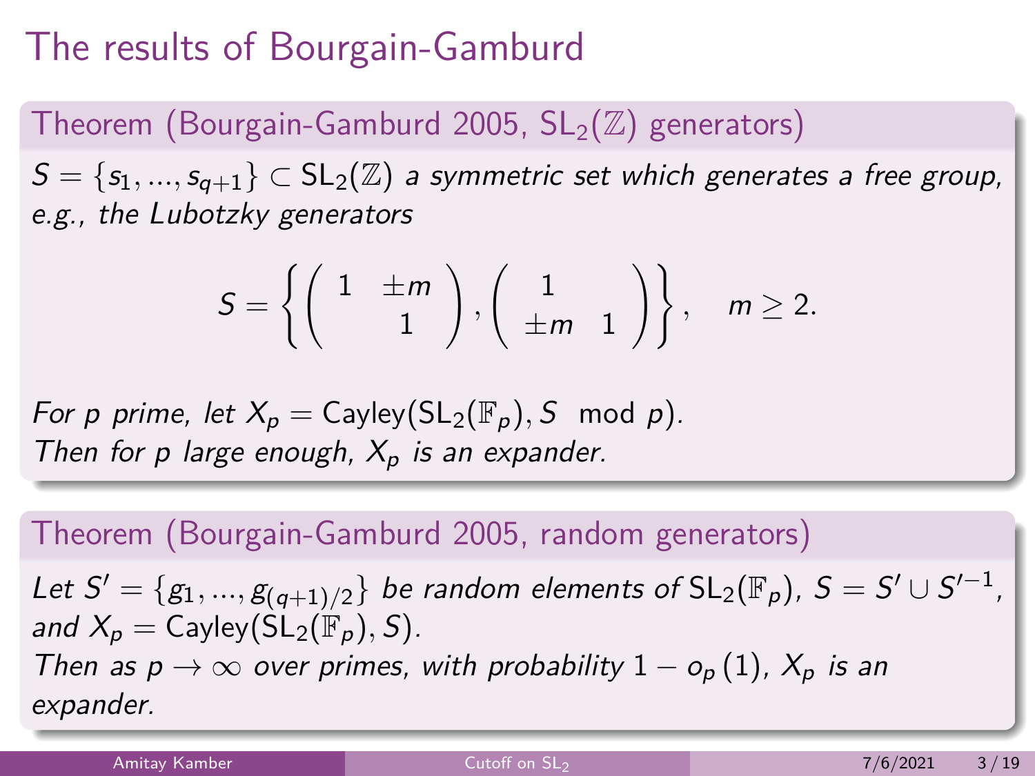# The results of Bourgain-Gamburd

**Theorem (Bourgain-Gamburd 2005, $\mathrm{SL}_2(\mathbb{Z})$ generators)**

*$S = \{s_1, ..., s_{q+1}\} \subset \mathrm{SL}_2(\mathbb{Z})$ a symmetric set which generates a free group, e.g., the Lubotzky generators*

$$S = \left\{ \begin{pmatrix} 1 & \pm m \\ & 1 \end{pmatrix}, \begin{pmatrix} 1 & \\ \pm m & 1 \end{pmatrix} \right\}, \quad m \geq 2.$$

*For $p$ prime, let $X_p = \mathrm{Cayley}(\mathrm{SL}_2(\mathbb{F}_p), S \mod p)$.*
*Then for $p$ large enough, $X_p$ is an expander.*

**Theorem (Bourgain-Gamburd 2005, random generators)**

*Let $S' = \{g_1, ..., g_{(q+1)/2}\}$ be random elements of $\mathrm{SL}_2(\mathbb{F}_p)$, $S = S' \cup S'^{-1}$, and $X_p = \mathrm{Cayley}(\mathrm{SL}_2(\mathbb{F}_p), S)$.*
*Then as $p \to \infty$ over primes, with probability $1 - o_p(1)$, $X_p$ is an expander.*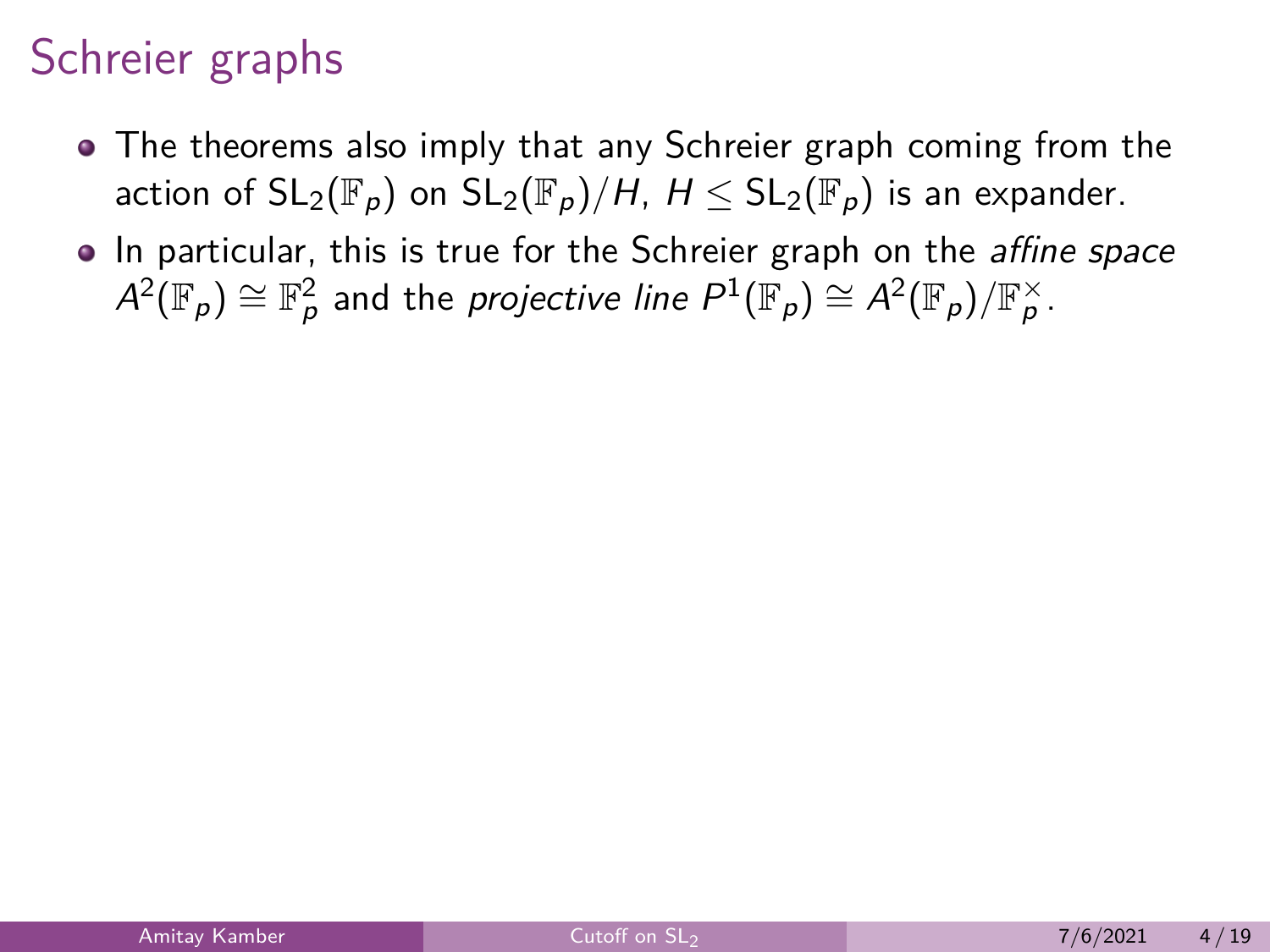# Schreier graphs

- The theorems also imply that any Schreier graph coming from the action of $\mathrm{SL}_2(\mathbb{F}_p)$ on $\mathrm{SL}_2(\mathbb{F}_p)/H$, $H \leq \mathrm{SL}_2(\mathbb{F}_p)$ is an expander.
- In particular, this is true for the Schreier graph on the *affine space* $A^2(\mathbb{F}_p) \cong \mathbb{F}_p^2$ and the *projective line* $P^1(\mathbb{F}_p) \cong A^2(\mathbb{F}_p)/\mathbb{F}_p^\times$.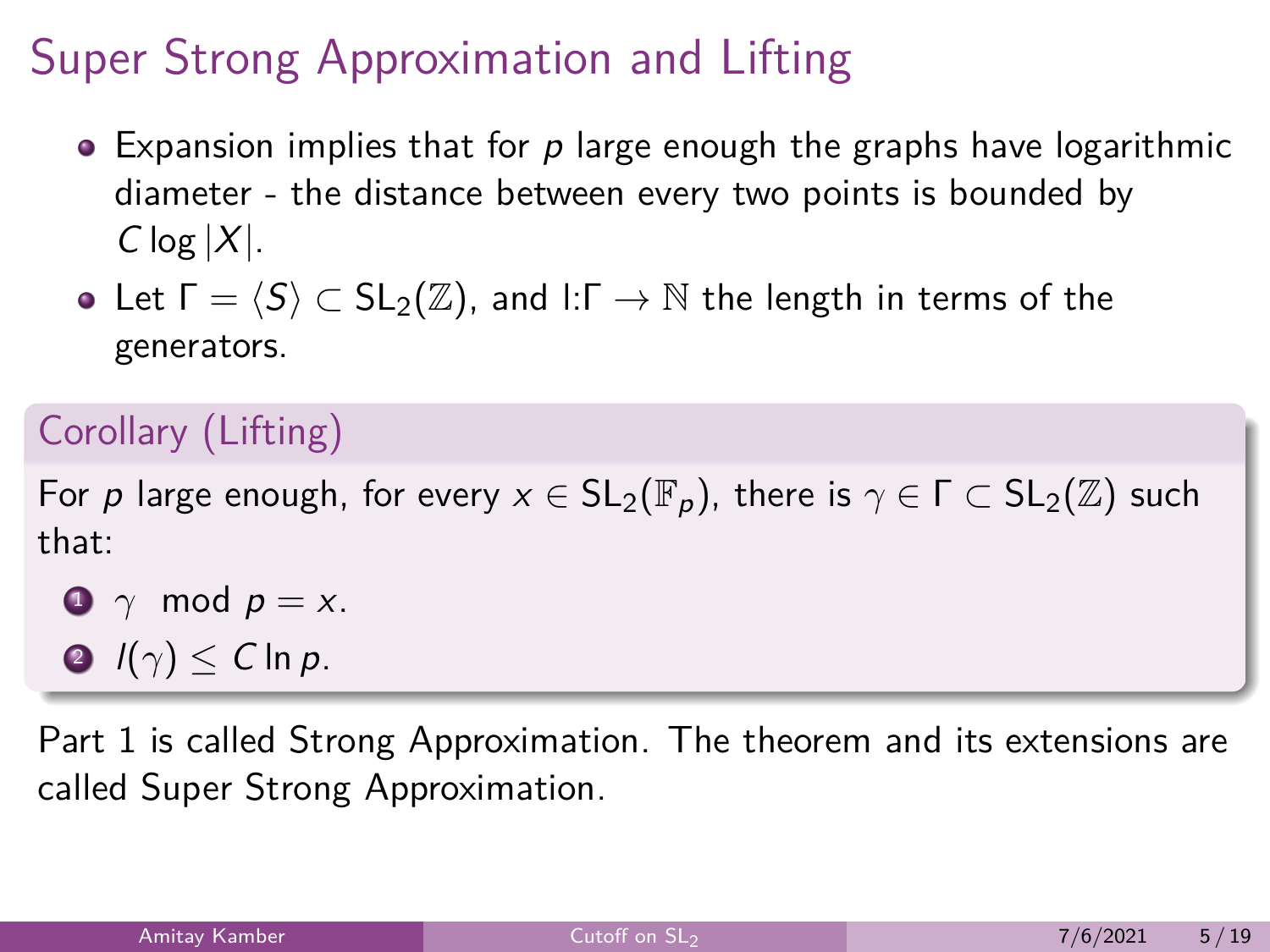# Super Strong Approximation and Lifting

- Expansion implies that for $p$ large enough the graphs have logarithmic diameter - the distance between every two points is bounded by $C \log |X|$.
- Let $\Gamma = \langle S \rangle \subset \mathrm{SL}_2(\mathbb{Z})$, and $l: \Gamma \to \mathbb{N}$ the length in terms of the generators.

**Corollary (Lifting)**

For $p$ large enough, for every $x \in \mathrm{SL}_2(\mathbb{F}_p)$, there is $\gamma \in \Gamma \subset \mathrm{SL}_2(\mathbb{Z})$ such that:

1. $\gamma \mod p = x$.
2. $l(\gamma) \leq C \ln p$.

Part 1 is called Strong Approximation. The theorem and its extensions are called Super Strong Approximation.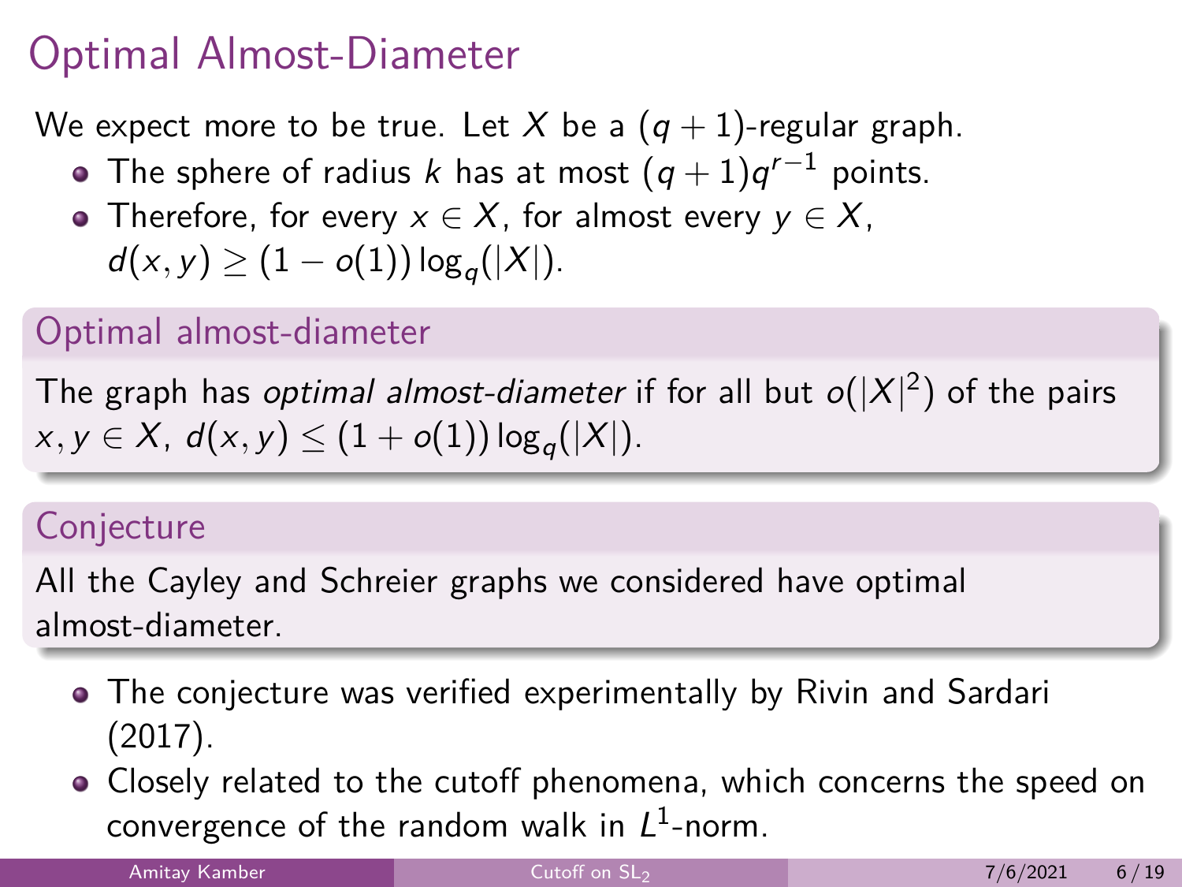# Optimal Almost-Diameter

We expect more to be true. Let $X$ be a $(q+1)$-regular graph.

- The sphere of radius $k$ has at most $(q+1)q^{r-1}$ points.
- Therefore, for every $x \in X$, for almost every $y \in X$, $d(x,y) \geq (1-o(1))\log_q(|X|)$.

**Optimal almost-diameter**

The graph has *optimal almost-diameter* if for all but $o(|X|^2)$ of the pairs $x, y \in X$, $d(x,y) \leq (1+o(1))\log_q(|X|)$.

**Conjecture**

All the Cayley and Schreier graphs we considered have optimal almost-diameter.

- The conjecture was verified experimentally by Rivin and Sardari (2017).
- Closely related to the cutoff phenomena, which concerns the speed on convergence of the random walk in $L^1$-norm.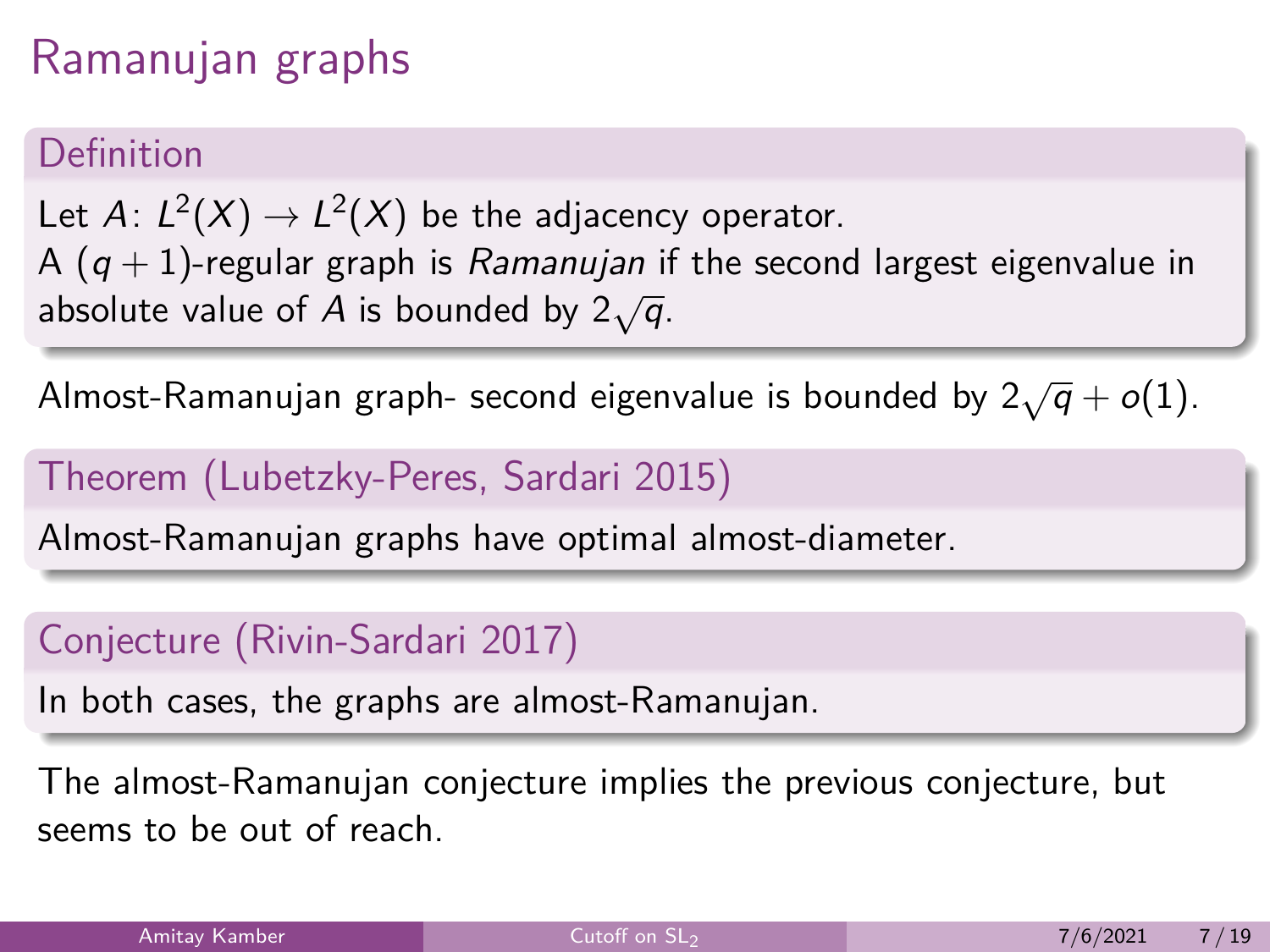# Ramanujan graphs

**Definition**

Let $A$: $L^2(X) \to L^2(X)$ be the adjacency operator.
A $(q+1)$-regular graph is *Ramanujan* if the second largest eigenvalue in absolute value of $A$ is bounded by $2\sqrt{q}$.

Almost-Ramanujan graph- second eigenvalue is bounded by $2\sqrt{q} + o(1)$.

**Theorem (Lubetzky-Peres, Sardari 2015)**

Almost-Ramanujan graphs have optimal almost-diameter.

**Conjecture (Rivin-Sardari 2017)**

In both cases, the graphs are almost-Ramanujan.

The almost-Ramanujan conjecture implies the previous conjecture, but seems to be out of reach.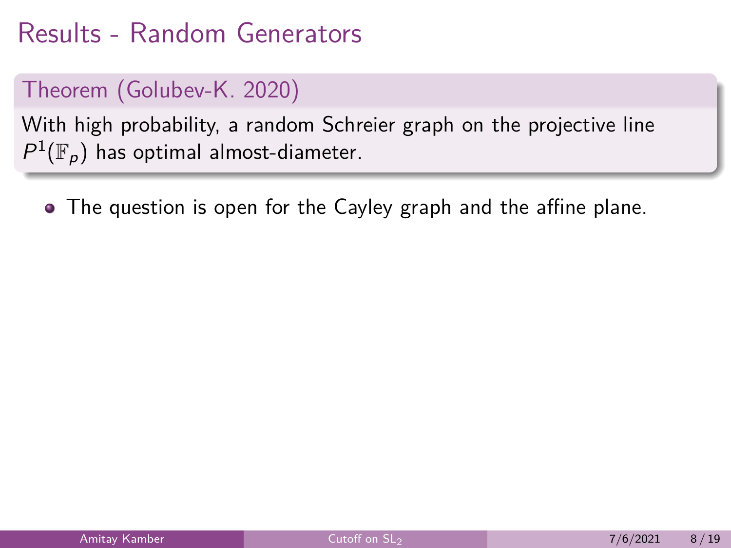# Results - Random Generators

**Theorem (Golubev-K. 2020)**

With high probability, a random Schreier graph on the projective line $P^1(\mathbb{F}_p)$ has optimal almost-diameter.

- The question is open for the Cayley graph and the affine plane.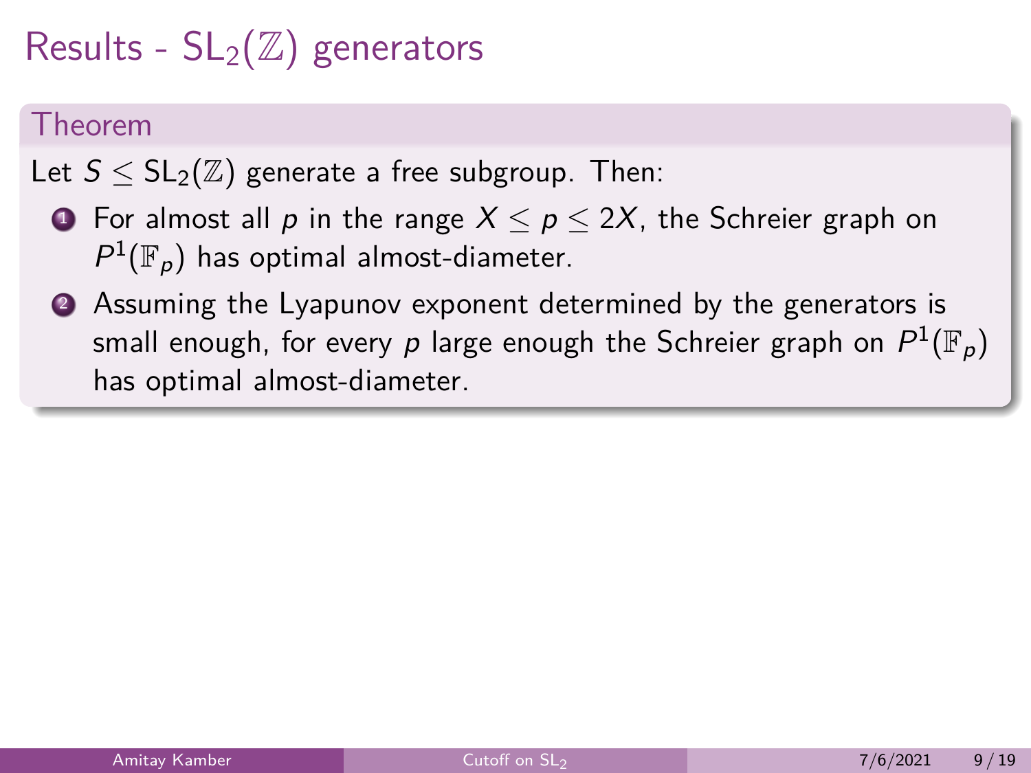# Results - $\mathrm{SL}_2(\mathbb{Z})$ generators

**Theorem**

Let $S \leq \mathrm{SL}_2(\mathbb{Z})$ generate a free subgroup. Then:

1. For almost all $p$ in the range $X \leq p \leq 2X$, the Schreier graph on $P^1(\mathbb{F}_p)$ has optimal almost-diameter.
2. Assuming the Lyapunov exponent determined by the generators is small enough, for every $p$ large enough the Schreier graph on $P^1(\mathbb{F}_p)$ has optimal almost-diameter.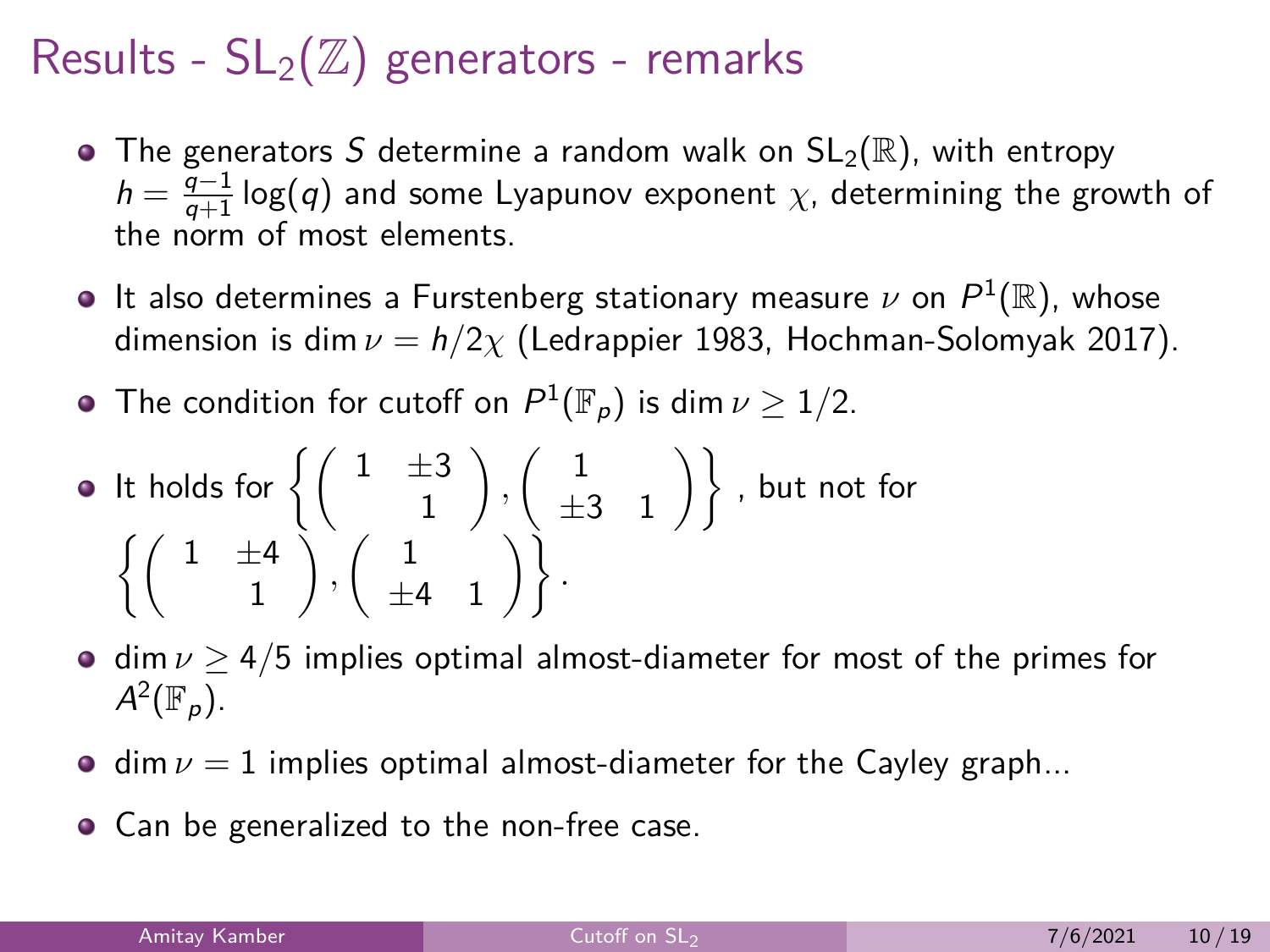# Results - $\mathrm{SL}_2(\mathbb{Z})$ generators - remarks

- The generators $S$ determine a random walk on $\mathrm{SL}_2(\mathbb{R})$, with entropy $h = \frac{q-1}{q+1}\log(q)$ and some Lyapunov exponent $\chi$, determining the growth of the norm of most elements.
- It also determines a Furstenberg stationary measure $\nu$ on $P^1(\mathbb{R})$, whose dimension is $\dim \nu = h/2\chi$ (Ledrappier 1983, Hochman-Solomyak 2017).
- The condition for cutoff on $P^1(\mathbb{F}_p)$ is $\dim \nu \geq 1/2$.
- It holds for $\left\{ \begin{pmatrix} 1 & \pm 3 \\ & 1 \end{pmatrix}, \begin{pmatrix} 1 & \\ \pm 3 & 1 \end{pmatrix} \right\}$, but not for $\left\{ \begin{pmatrix} 1 & \pm 4 \\ & 1 \end{pmatrix}, \begin{pmatrix} 1 & \\ \pm 4 & 1 \end{pmatrix} \right\}$.
- $\dim \nu \geq 4/5$ implies optimal almost-diameter for most of the primes for $A^2(\mathbb{F}_p)$.
- $\dim \nu = 1$ implies optimal almost-diameter for the Cayley graph...
- Can be generalized to the non-free case.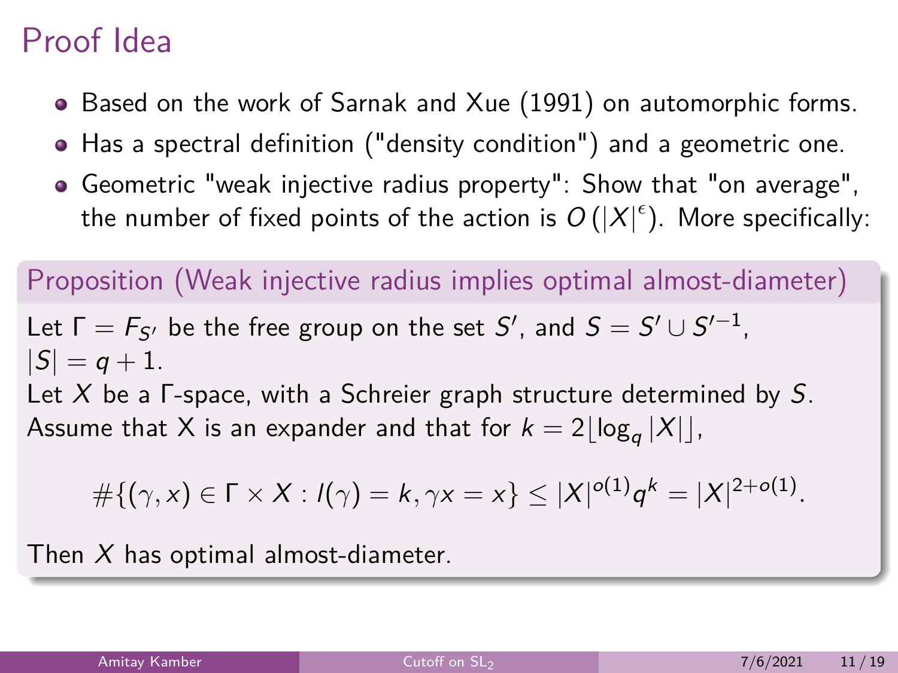# Proof Idea

- Based on the work of Sarnak and Xue (1991) on automorphic forms.
- Has a spectral definition ("density condition") and a geometric one.
- Geometric "weak injective radius property": Show that "on average", the number of fixed points of the action is $O(|X|^{\epsilon})$. More specifically:

### Proposition (Weak injective radius implies optimal almost-diameter)

Let $\Gamma = F_{S'}$ be the free group on the set $S'$, and $S = S' \cup S'^{-1}$, $|S| = q + 1$.

Let $X$ be a $\Gamma$-space, with a Schreier graph structure determined by $S$. Assume that X is an expander and that for $k = 2\lfloor \log_q |X| \rfloor$,

$$\#\{(\gamma, x) \in \Gamma \times X : l(\gamma) = k, \gamma x = x\} \leq |X|^{o(1)} q^k = |X|^{2+o(1)}.$$

Then $X$ has optimal almost-diameter.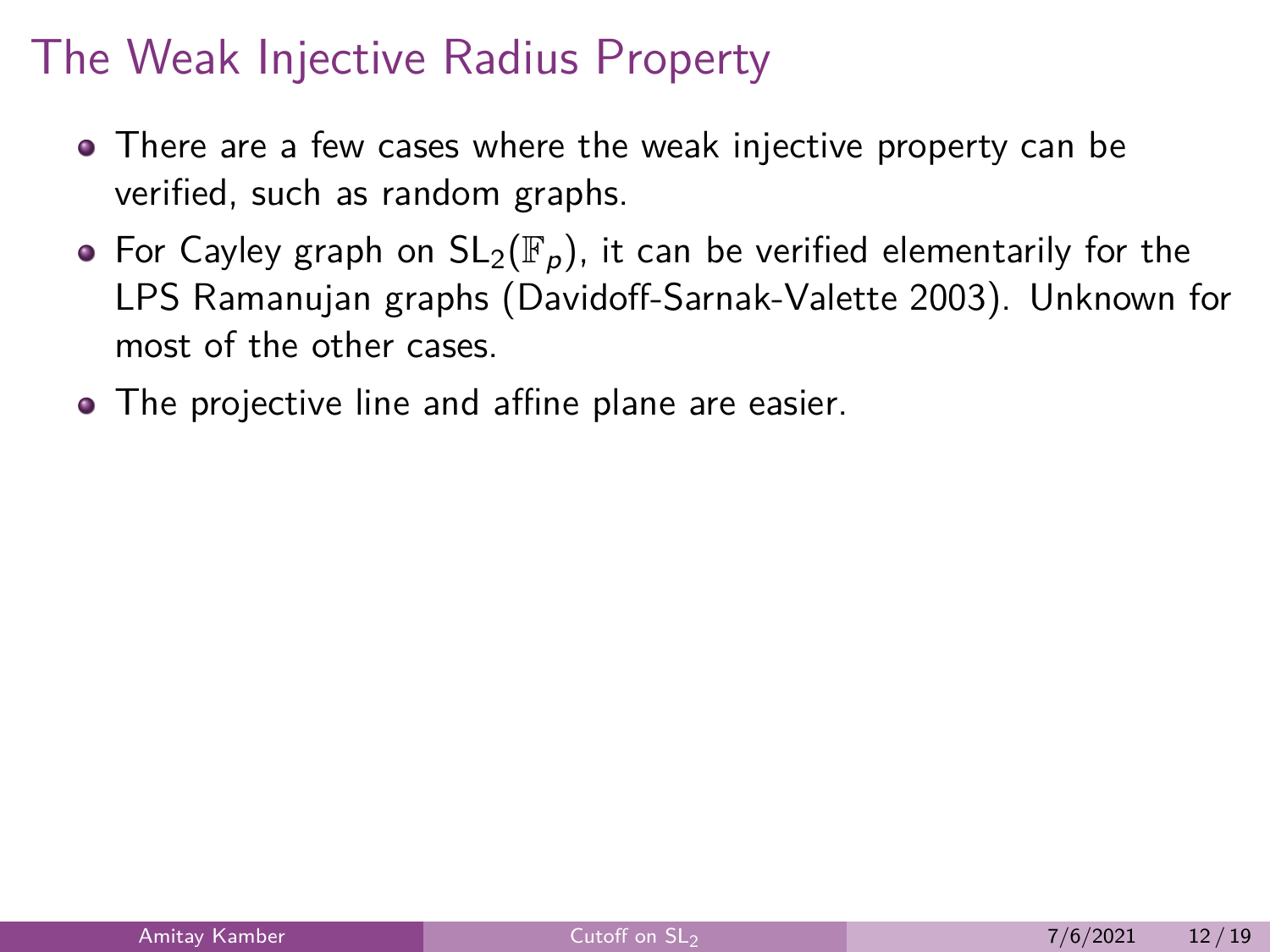# The Weak Injective Radius Property

- There are a few cases where the weak injective property can be verified, such as random graphs.
- For Cayley graph on $\mathrm{SL}_2(\mathbb{F}_p)$, it can be verified elementarily for the LPS Ramanujan graphs (Davidoff-Sarnak-Valette 2003). Unknown for most of the other cases.
- The projective line and affine plane are easier.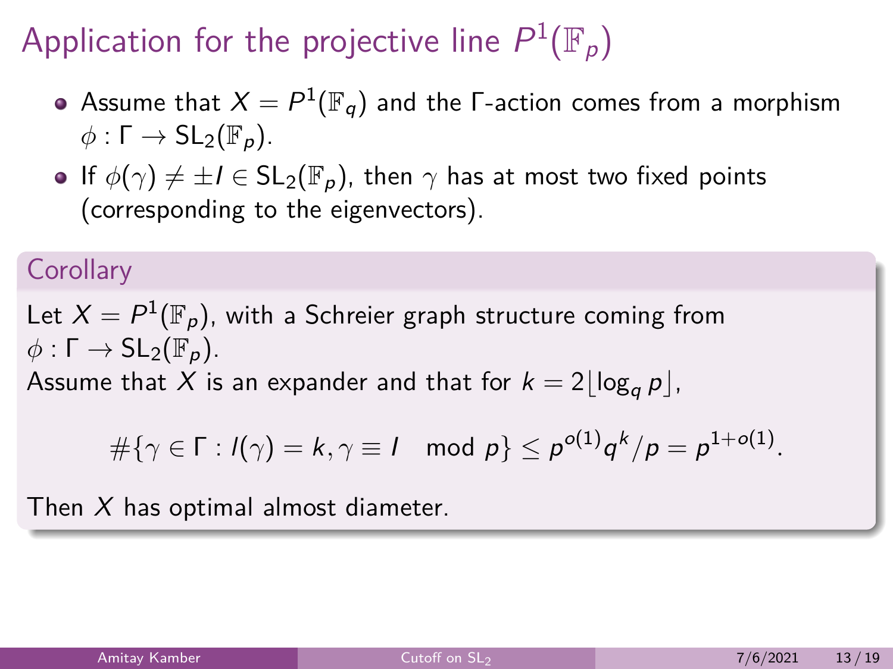# Application for the projective line $P^1(\mathbb{F}_p)$

- Assume that $X = P^1(\mathbb{F}_q)$ and the $\Gamma$-action comes from a morphism $\phi : \Gamma \to \mathrm{SL}_2(\mathbb{F}_p)$.
- If $\phi(\gamma) \neq \pm I \in \mathrm{SL}_2(\mathbb{F}_p)$, then $\gamma$ has at most two fixed points (corresponding to the eigenvectors).

**Corollary**

Let $X = P^1(\mathbb{F}_p)$, with a Schreier graph structure coming from $\phi : \Gamma \to \mathrm{SL}_2(\mathbb{F}_p)$.
Assume that $X$ is an expander and that for $k = 2\lfloor \log_q p \rfloor$,

$$\#\{\gamma \in \Gamma : l(\gamma) = k, \gamma \equiv I \mod p\} \leq p^{o(1)} q^k / p = p^{1+o(1)}.$$

Then $X$ has optimal almost diameter.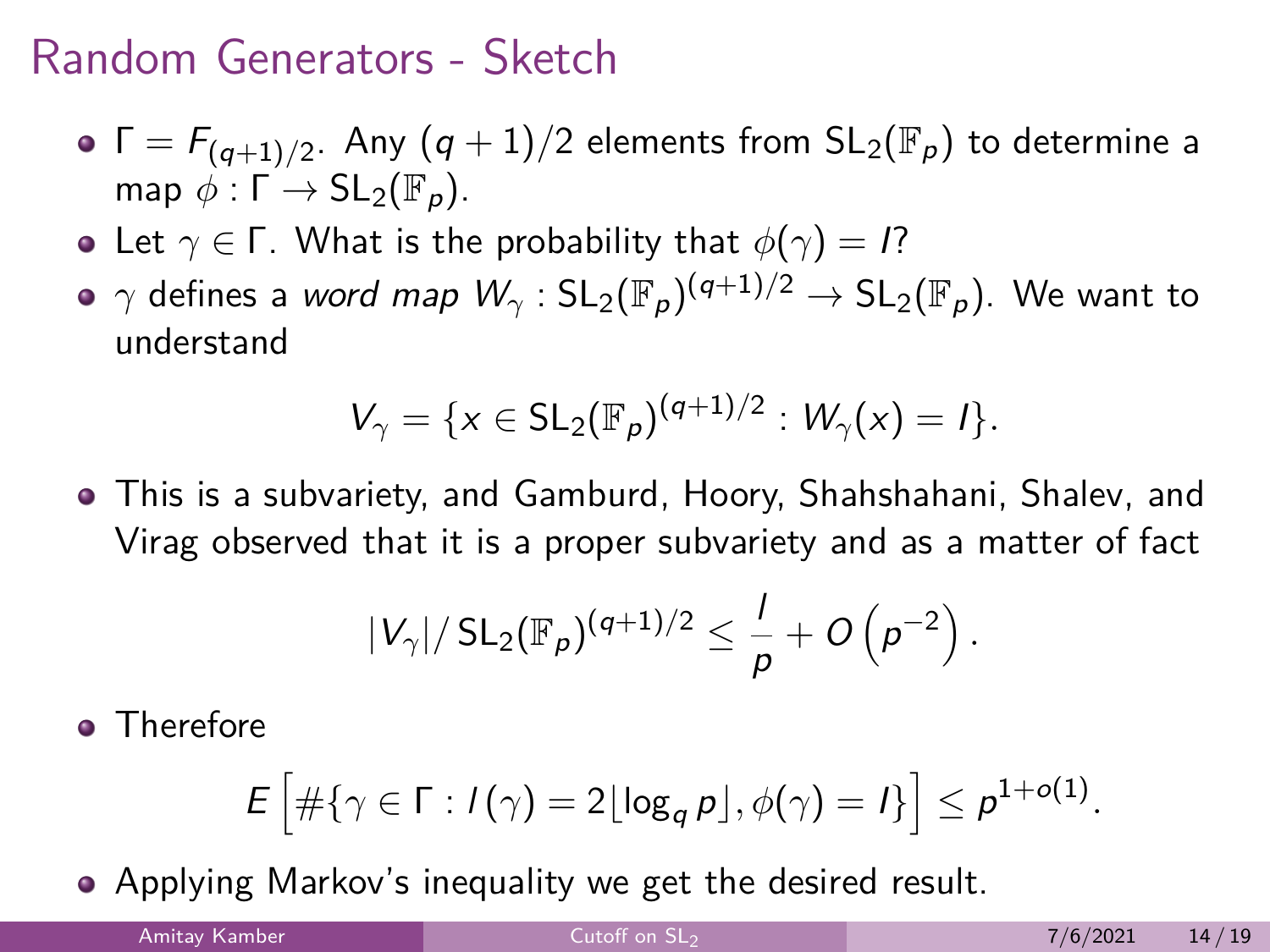# Random Generators - Sketch

- $\Gamma = F_{(q+1)/2}$. Any $(q+1)/2$ elements from $\mathrm{SL}_2(\mathbb{F}_p)$ to determine a map $\phi : \Gamma \to \mathrm{SL}_2(\mathbb{F}_p)$.
- Let $\gamma \in \Gamma$. What is the probability that $\phi(\gamma) = I$?
- $\gamma$ defines a *word map* $W_\gamma : \mathrm{SL}_2(\mathbb{F}_p)^{(q+1)/2} \to \mathrm{SL}_2(\mathbb{F}_p)$. We want to understand

$$V_\gamma = \{x \in \mathrm{SL}_2(\mathbb{F}_p)^{(q+1)/2} : W_\gamma(x) = I\}.$$

- This is a subvariety, and Gamburd, Hoory, Shahshahani, Shalev, and Virag observed that it is a proper subvariety and as a matter of fact

$$|V_\gamma| / \mathrm{SL}_2(\mathbb{F}_p)^{(q+1)/2} \leq \frac{l}{p} + O\left(p^{-2}\right).$$

- Therefore

$$E\left[\#\{\gamma \in \Gamma : l(\gamma) = 2\lfloor \log_q p \rfloor, \phi(\gamma) = I\}\right] \leq p^{1+o(1)}.$$

- Applying Markov's inequality we get the desired result.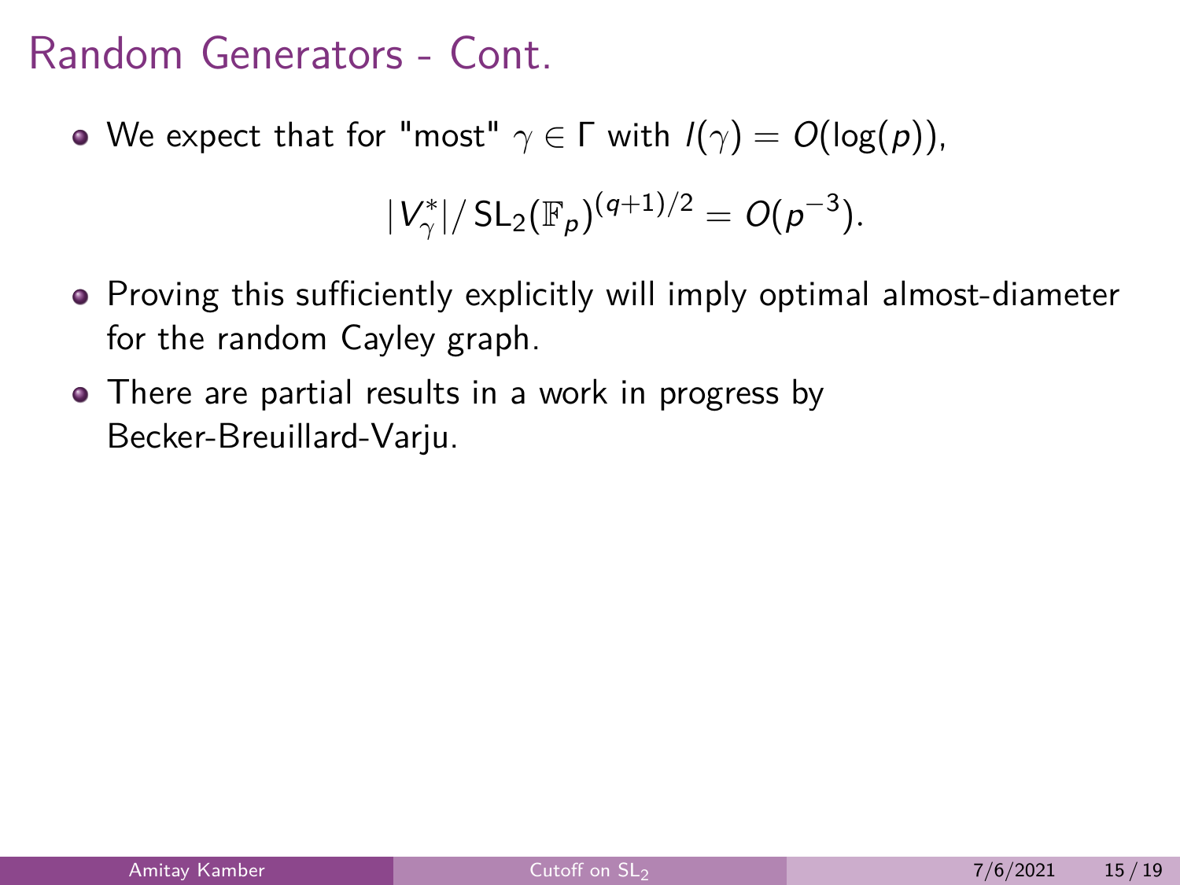# Random Generators - Cont.

- We expect that for "most" $\gamma \in \Gamma$ with $l(\gamma) = O(\log(p))$,

$$|V_\gamma^*| / \mathrm{SL}_2(\mathbb{F}_p)^{(q+1)/2} = O(p^{-3}).$$

- Proving this sufficiently explicitly will imply optimal almost-diameter for the random Cayley graph.
- There are partial results in a work in progress by Becker-Breuillard-Varju.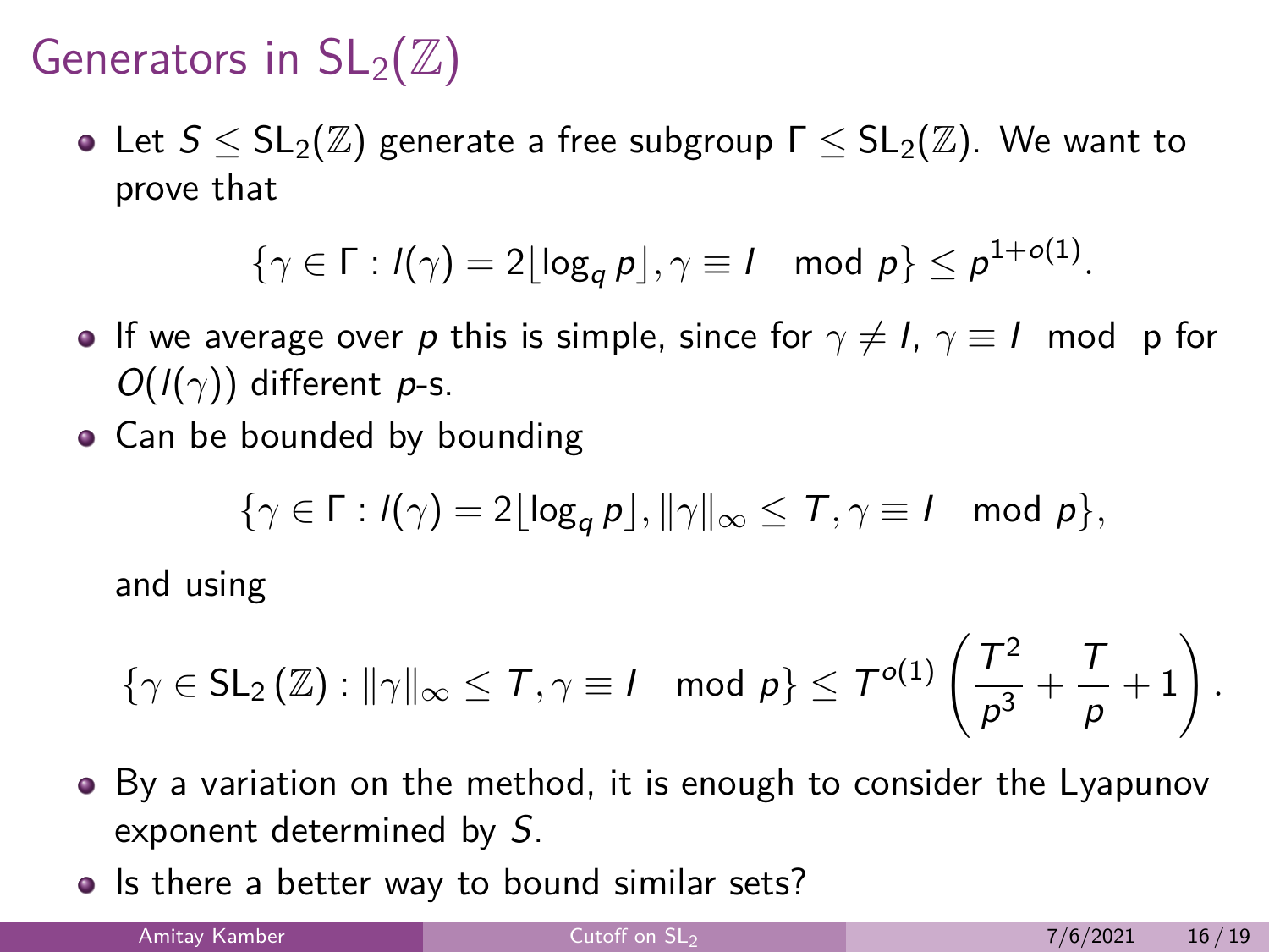# Generators in $\mathrm{SL}_2(\mathbb{Z})$

- Let $S \leq \mathrm{SL}_2(\mathbb{Z})$ generate a free subgroup $\Gamma \leq \mathrm{SL}_2(\mathbb{Z})$. We want to prove that

$$\{\gamma \in \Gamma : l(\gamma) = 2\lfloor \log_q p \rfloor, \gamma \equiv I \mod p\} \leq p^{1+o(1)}.$$

- If we average over $p$ this is simple, since for $\gamma \neq I$, $\gamma \equiv I \mod$ p for $O(l(\gamma))$ different $p$-s.
- Can be bounded by bounding

$$\{\gamma \in \Gamma : l(\gamma) = 2\lfloor \log_q p \rfloor, \|\gamma\|_\infty \leq T, \gamma \equiv I \mod p\},$$

  and using

$$\{\gamma \in \mathrm{SL}_2(\mathbb{Z}) : \|\gamma\|_\infty \leq T, \gamma \equiv I \mod p\} \leq T^{o(1)} \left( \frac{T^2}{p^3} + \frac{T}{p} + 1 \right).$$

- By a variation on the method, it is enough to consider the Lyapunov exponent determined by $S$.
- Is there a better way to bound similar sets?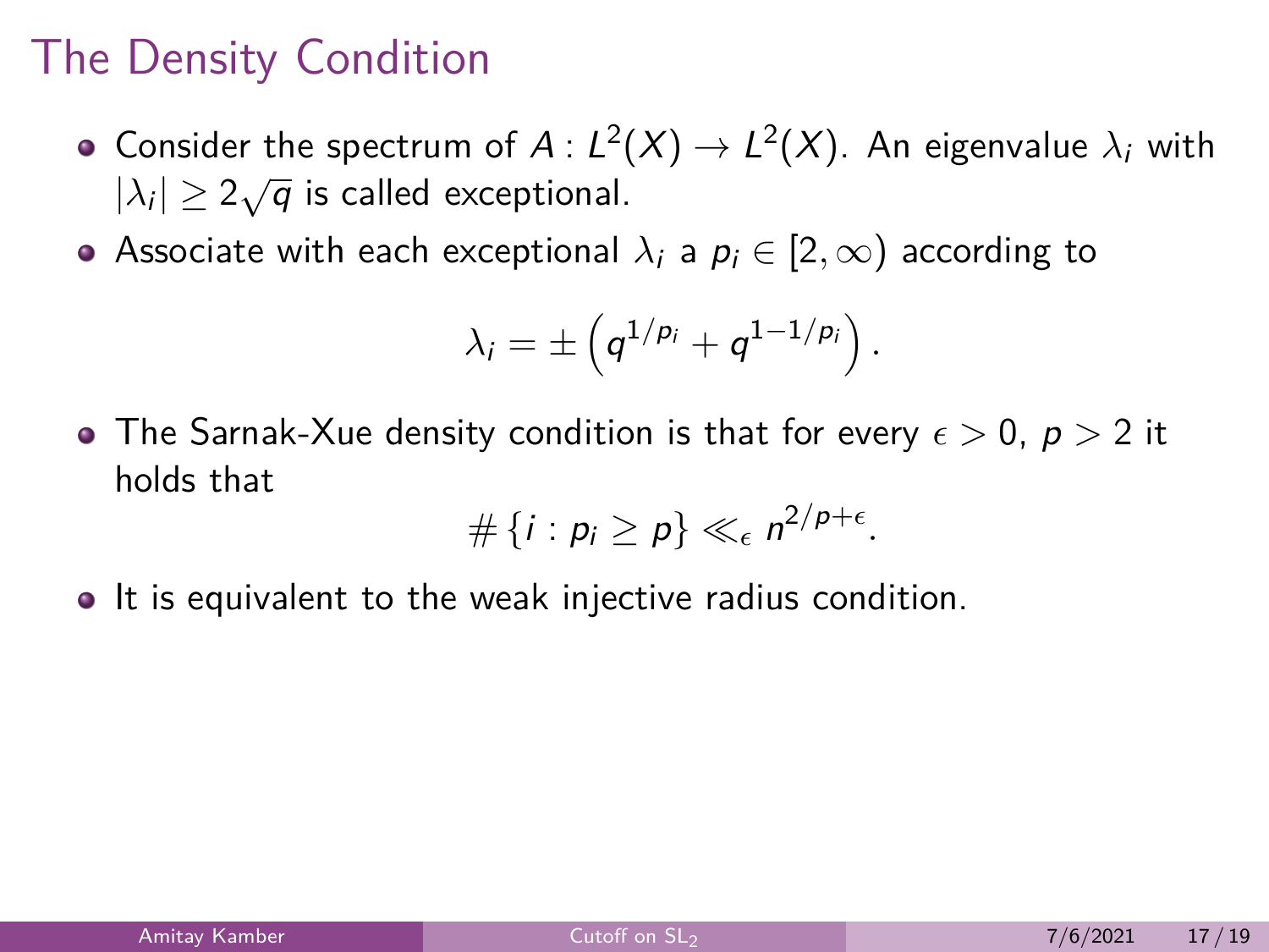# The Density Condition

- Consider the spectrum of $A : L^2(X) \to L^2(X)$. An eigenvalue $\lambda_i$ with $|\lambda_i| \geq 2\sqrt{q}$ is called exceptional.
- Associate with each exceptional $\lambda_i$ a $p_i \in [2, \infty)$ according to

$$\lambda_i = \pm \left( q^{1/p_i} + q^{1-1/p_i} \right).$$

- The Sarnak-Xue density condition is that for every $\epsilon > 0$, $p > 2$ it holds that

$$\# \{ i : p_i \geq p \} \ll_\epsilon n^{2/p+\epsilon}.$$

- It is equivalent to the weak injective radius condition.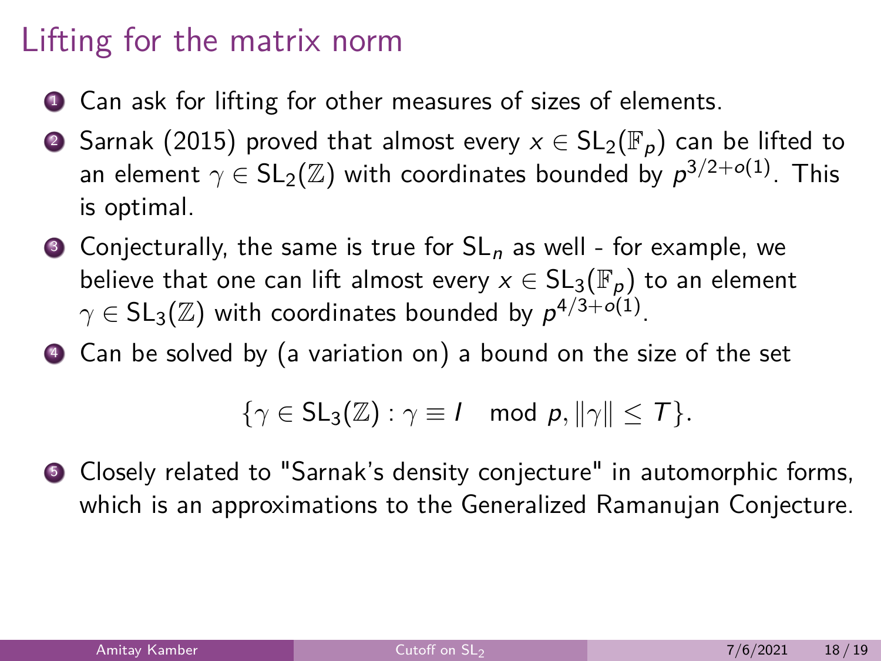# Lifting for the matrix norm

1. Can ask for lifting for other measures of sizes of elements.
2. Sarnak (2015) proved that almost every $x \in \mathrm{SL}_2(\mathbb{F}_p)$ can be lifted to an element $\gamma \in \mathrm{SL}_2(\mathbb{Z})$ with coordinates bounded by $p^{3/2+o(1)}$. This is optimal.
3. Conjecturally, the same is true for $\mathrm{SL}_n$ as well - for example, we believe that one can lift almost every $x \in \mathrm{SL}_3(\mathbb{F}_p)$ to an element $\gamma \in \mathrm{SL}_3(\mathbb{Z})$ with coordinates bounded by $p^{4/3+o(1)}$.
4. Can be solved by (a variation on) a bound on the size of the set

$$\{\gamma \in \mathrm{SL}_3(\mathbb{Z}) : \gamma \equiv I \mod p, \|\gamma\| \leq T\}.$$

5. Closely related to "Sarnak's density conjecture" in automorphic forms, which is an approximations to the Generalized Ramanujan Conjecture.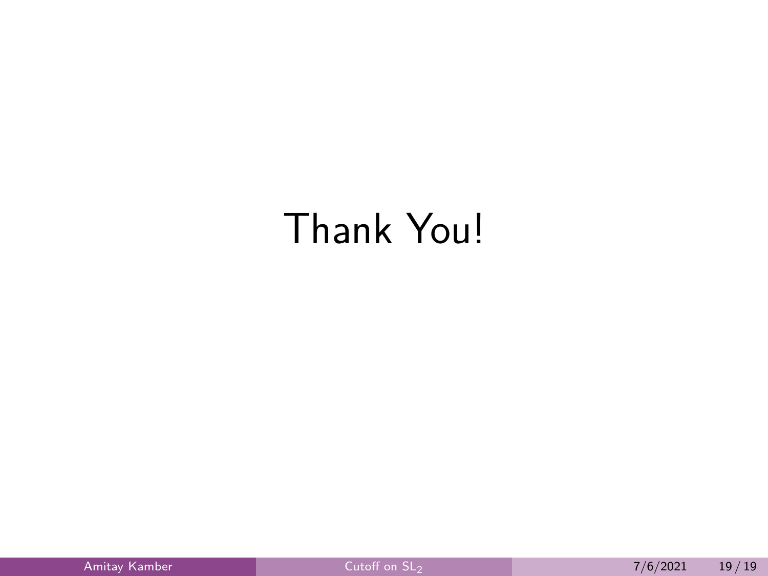# Thank You!